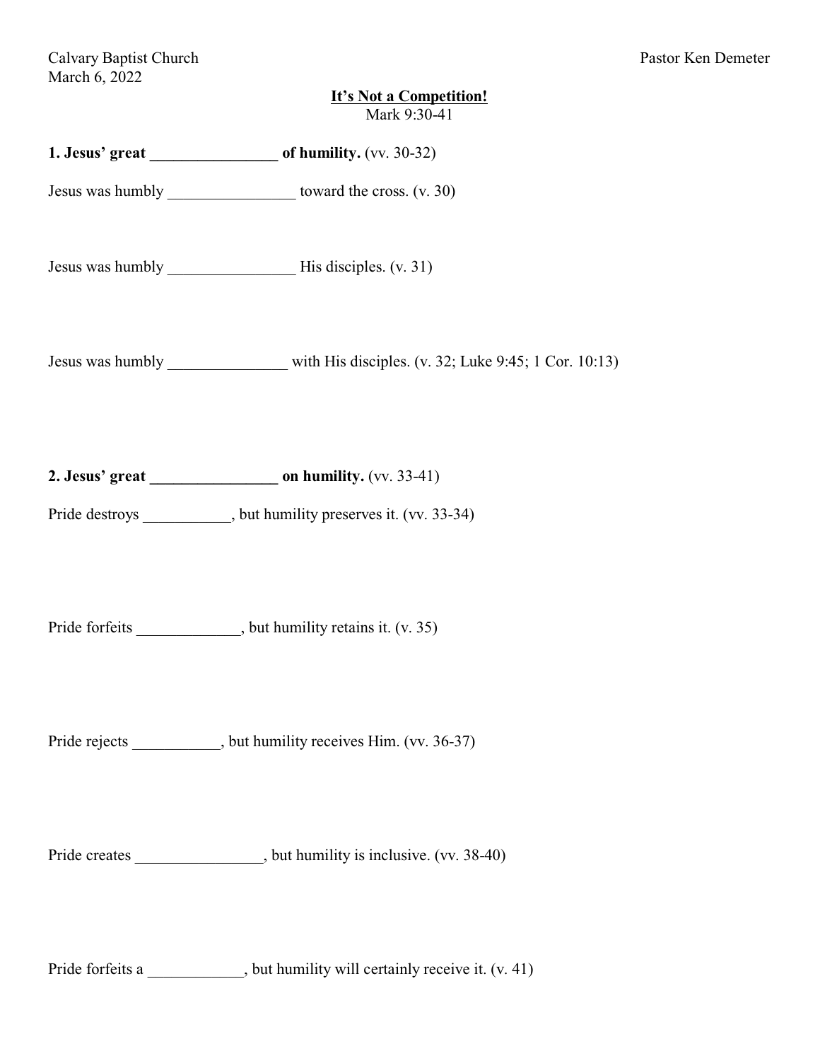Calvary Baptist Church
March 6, 2022

Pastor Ken Demeter

# It's Not a Competition!

Mark 9:30-41

**1. Jesus' great ________________ of humility.** (vv. 30-32)

Jesus was humbly ________________ toward the cross. (v. 30)

Jesus was humbly ________________ His disciples. (v. 31)

Jesus was humbly _______________ with His disciples. (v. 32; Luke 9:45; 1 Cor. 10:13)

**2. Jesus' great ________________ on humility.** (vv. 33-41)

Pride destroys ___________, but humility preserves it. (vv. 33-34)

Pride forfeits _____________, but humility retains it. (v. 35)

Pride rejects ___________, but humility receives Him. (vv. 36-37)

Pride creates ________________, but humility is inclusive. (vv. 38-40)

Pride forfeits a ____________, but humility will certainly receive it. (v. 41)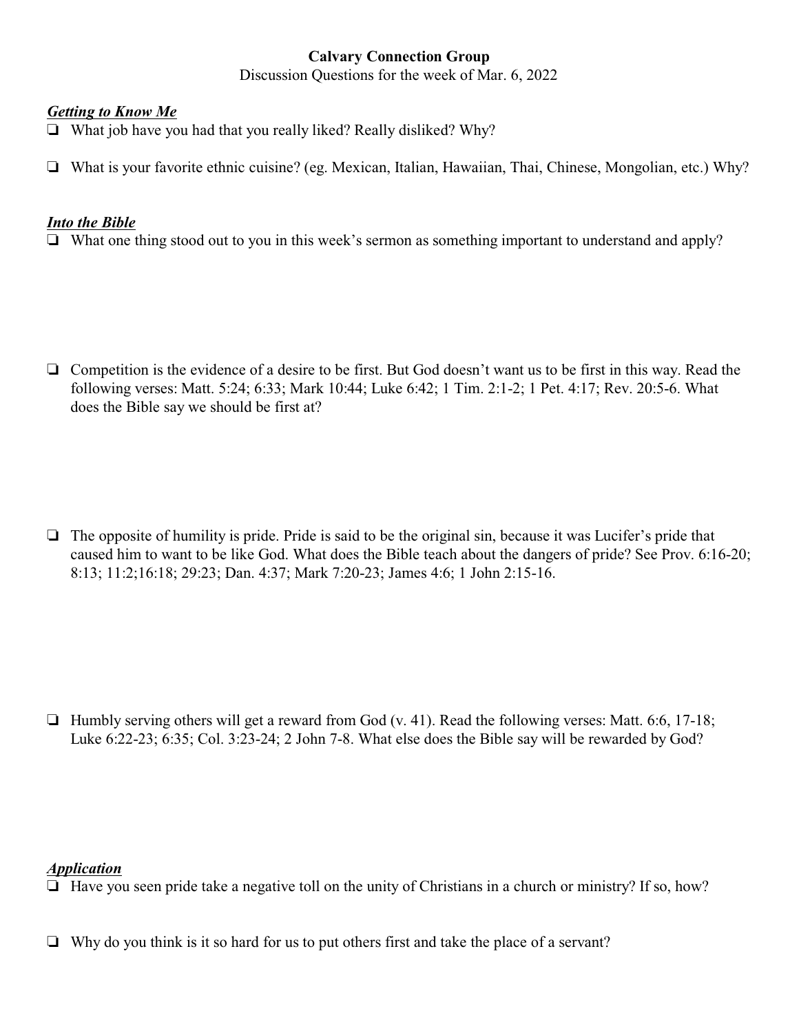**Calvary Connection Group**

Discussion Questions for the week of Mar. 6, 2022

***Getting to Know Me***

- ❏ What job have you had that you really liked? Really disliked? Why?
- ❏ What is your favorite ethnic cuisine? (eg. Mexican, Italian, Hawaiian, Thai, Chinese, Mongolian, etc.) Why?

***Into the Bible***

- ❏ What one thing stood out to you in this week's sermon as something important to understand and apply?
- ❏ Competition is the evidence of a desire to be first. But God doesn't want us to be first in this way. Read the following verses: Matt. 5:24; 6:33; Mark 10:44; Luke 6:42; 1 Tim. 2:1-2; 1 Pet. 4:17; Rev. 20:5-6. What does the Bible say we should be first at?
- ❏ The opposite of humility is pride. Pride is said to be the original sin, because it was Lucifer's pride that caused him to want to be like God. What does the Bible teach about the dangers of pride? See Prov. 6:16-20; 8:13; 11:2;16:18; 29:23; Dan. 4:37; Mark 7:20-23; James 4:6; 1 John 2:15-16.
- ❏ Humbly serving others will get a reward from God (v. 41). Read the following verses: Matt. 6:6, 17-18; Luke 6:22-23; 6:35; Col. 3:23-24; 2 John 7-8. What else does the Bible say will be rewarded by God?

***Application***

- ❏ Have you seen pride take a negative toll on the unity of Christians in a church or ministry? If so, how?
- ❏ Why do you think is it so hard for us to put others first and take the place of a servant?